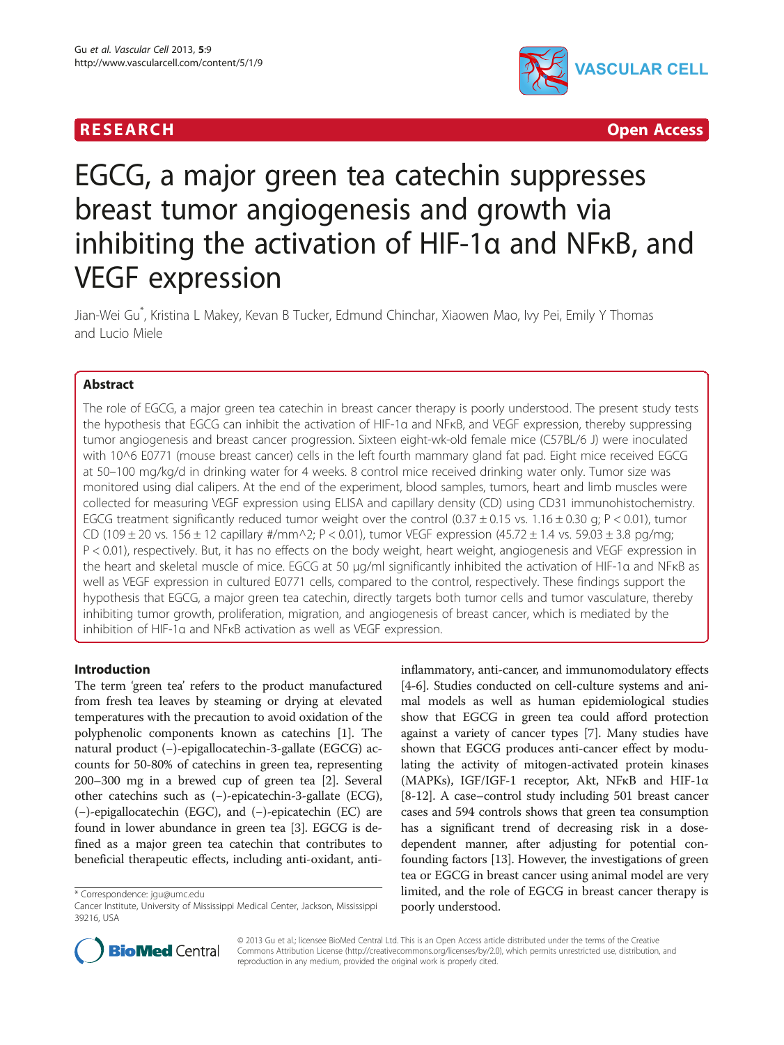RESEARCH Open Access

# EGCG, a major green tea catechin suppresses breast tumor angiogenesis and growth via inhibiting the activation of HIF-1α and NFκB, and VEGF expression

Jian-Wei Gu[*], Kristina L Makey, Kevan B Tucker, Edmund Chinchar, Xiaowen Mao, Ivy Pei, Emily Y Thomas and Lucio Miele

## Abstract

The role of EGCG, a major green tea catechin in breast cancer therapy is poorly understood. The present study tests the hypothesis that EGCG can inhibit the activation of HIF-1α and NFκB, and VEGF expression, thereby suppressing tumor angiogenesis and breast cancer progression. Sixteen eight-wk-old female mice (C57BL/6 J) were inoculated with 10^6 E0771 (mouse breast cancer) cells in the left fourth mammary gland fat pad. Eight mice received EGCG at 50–100 mg/kg/d in drinking water for 4 weeks. 8 control mice received drinking water only. Tumor size was monitored using dial calipers. At the end of the experiment, blood samples, tumors, heart and limb muscles were collected for measuring VEGF expression using ELISA and capillary density (CD) using CD31 immunohistochemistry. EGCG treatment significantly reduced tumor weight over the control (0.37 ± 0.15 vs. 1.16 ± 0.30 g; P < 0.01), tumor CD (109 ± 20 vs. 156 ± 12 capillary #/mm^2; P < 0.01), tumor VEGF expression (45.72 ± 1.4 vs. 59.03 ± 3.8 pg/mg; P < 0.01), respectively. But, it has no effects on the body weight, heart weight, angiogenesis and VEGF expression in the heart and skeletal muscle of mice. EGCG at 50 μg/ml significantly inhibited the activation of HIF-1α and NFκB as well as VEGF expression in cultured E0771 cells, compared to the control, respectively. These findings support the hypothesis that EGCG, a major green tea catechin, directly targets both tumor cells and tumor vasculature, thereby inhibiting tumor growth, proliferation, migration, and angiogenesis of breast cancer, which is mediated by the inhibition of HIF-1α and NFκB activation as well as VEGF expression.

## Introduction

The term 'green tea' refers to the product manufactured from fresh tea leaves by steaming or drying at elevated temperatures with the precaution to avoid oxidation of the polyphenolic components known as catechins [1]. The natural product (−)-epigallocatechin-3-gallate (EGCG) accounts for 50-80% of catechins in green tea, representing 200–300 mg in a brewed cup of green tea [2]. Several other catechins such as (−)-epicatechin-3-gallate (ECG), (−)-epigallocatechin (EGC), and (−)-epicatechin (EC) are found in lower abundance in green tea [3]. EGCG is defined as a major green tea catechin that contributes to beneficial therapeutic effects, including anti-oxidant, anti-inflammatory, anti-cancer, and immunomodulatory effects [4-6]. Studies conducted on cell-culture systems and animal models as well as human epidemiological studies show that EGCG in green tea could afford protection against a variety of cancer types [7]. Many studies have shown that EGCG produces anti-cancer effect by modulating the activity of mitogen-activated protein kinases (MAPKs), IGF/IGF-1 receptor, Akt, NFκB and HIF-1α [8-12]. A case–control study including 501 breast cancer cases and 594 controls shows that green tea consumption has a significant trend of decreasing risk in a dose-dependent manner, after adjusting for potential confounding factors [13]. However, the investigations of green tea or EGCG in breast cancer using animal model are very limited, and the role of EGCG in breast cancer therapy is poorly understood.

[*] Correspondence: jgu@umc.edu
Cancer Institute, University of Mississippi Medical Center, Jackson, Mississippi 39216, USA

© 2013 Gu et al.; licensee BioMed Central Ltd. This is an Open Access article distributed under the terms of the Creative Commons Attribution License (http://creativecommons.org/licenses/by/2.0), which permits unrestricted use, distribution, and reproduction in any medium, provided the original work is properly cited.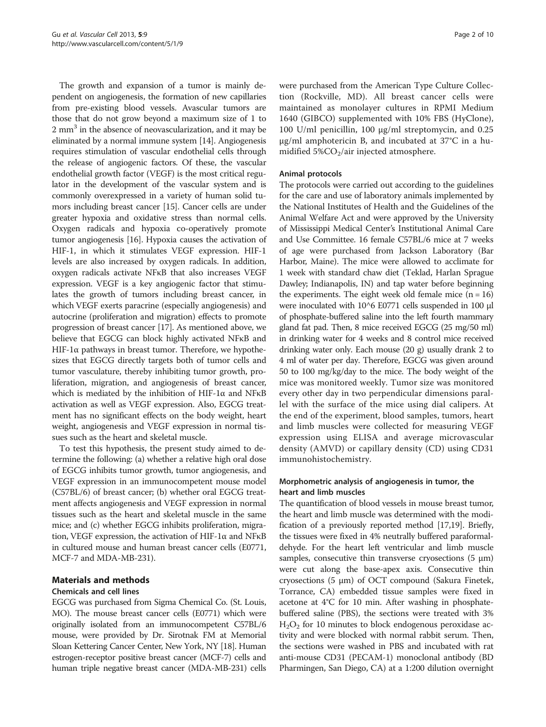The growth and expansion of a tumor is mainly dependent on angiogenesis, the formation of new capillaries from pre-existing blood vessels. Avascular tumors are those that do not grow beyond a maximum size of 1 to 2 $mm^3$ in the absence of neovascularization, and it may be eliminated by a normal immune system [14]. Angiogenesis requires stimulation of vascular endothelial cells through the release of angiogenic factors. Of these, the vascular endothelial growth factor (VEGF) is the most critical regulator in the development of the vascular system and is commonly overexpressed in a variety of human solid tumors including breast cancer [15]. Cancer cells are under greater hypoxia and oxidative stress than normal cells. Oxygen radicals and hypoxia co-operatively promote tumor angiogenesis [16]. Hypoxia causes the activation of HIF-1, in which it stimulates VEGF expression. HIF-1 levels are also increased by oxygen radicals. In addition, oxygen radicals activate NFκB that also increases VEGF expression. VEGF is a key angiogenic factor that stimulates the growth of tumors including breast cancer, in which VEGF exerts paracrine (especially angiogenesis) and autocrine (proliferation and migration) effects to promote progression of breast cancer [17]. As mentioned above, we believe that EGCG can block highly activated NFκB and HIF-1α pathways in breast tumor. Therefore, we hypothesizes that EGCG directly targets both of tumor cells and tumor vasculature, thereby inhibiting tumor growth, proliferation, migration, and angiogenesis of breast cancer, which is mediated by the inhibition of HIF-1α and NFκB activation as well as VEGF expression. Also, EGCG treatment has no significant effects on the body weight, heart weight, angiogenesis and VEGF expression in normal tissues such as the heart and skeletal muscle.

To test this hypothesis, the present study aimed to determine the following: (a) whether a relative high oral dose of EGCG inhibits tumor growth, tumor angiogenesis, and VEGF expression in an immunocompetent mouse model (C57BL/6) of breast cancer; (b) whether oral EGCG treatment affects angiogenesis and VEGF expression in normal tissues such as the heart and skeletal muscle in the same mice; and (c) whether EGCG inhibits proliferation, migration, VEGF expression, the activation of HIF-1α and NFκB in cultured mouse and human breast cancer cells (E0771, MCF-7 and MDA-MB-231).

## Materials and methods

### Chemicals and cell lines

EGCG was purchased from Sigma Chemical Co. (St. Louis, MO). The mouse breast cancer cells (E0771) which were originally isolated from an immunocompetent C57BL/6 mouse, were provided by Dr. Sirotnak FM at Memorial Sloan Kettering Cancer Center, New York, NY [18]. Human estrogen-receptor positive breast cancer (MCF-7) cells and human triple negative breast cancer (MDA-MB-231) cells were purchased from the American Type Culture Collection (Rockville, MD). All breast cancer cells were maintained as monolayer cultures in RPMI Medium 1640 (GIBCO) supplemented with 10% FBS (HyClone), 100 U/ml penicillin, 100 μg/ml streptomycin, and 0.25 μg/ml amphotericin B, and incubated at 37°C in a humidified 5%$CO_2$/air injected atmosphere.

### Animal protocols

The protocols were carried out according to the guidelines for the care and use of laboratory animals implemented by the National Institutes of Health and the Guidelines of the Animal Welfare Act and were approved by the University of Mississippi Medical Center's Institutional Animal Care and Use Committee. 16 female C57BL/6 mice at 7 weeks of age were purchased from Jackson Laboratory (Bar Harbor, Maine). The mice were allowed to acclimate for 1 week with standard chaw diet (Teklad, Harlan Sprague Dawley; Indianapolis, IN) and tap water before beginning the experiments. The eight week old female mice (n = 16) were inoculated with 10^6 E0771 cells suspended in 100 μl of phosphate-buffered saline into the left fourth mammary gland fat pad. Then, 8 mice received EGCG (25 mg/50 ml) in drinking water for 4 weeks and 8 control mice received drinking water only. Each mouse (20 g) usually drank 2 to 4 ml of water per day. Therefore, EGCG was given around 50 to 100 mg/kg/day to the mice. The body weight of the mice was monitored weekly. Tumor size was monitored every other day in two perpendicular dimensions parallel with the surface of the mice using dial calipers. At the end of the experiment, blood samples, tumors, heart and limb muscles were collected for measuring VEGF expression using ELISA and average microvascular density (AMVD) or capillary density (CD) using CD31 immunohistochemistry.

### Morphometric analysis of angiogenesis in tumor, the heart and limb muscles

The quantification of blood vessels in mouse breast tumor, the heart and limb muscle was determined with the modification of a previously reported method [17,19]. Briefly, the tissues were fixed in 4% neutrally buffered paraformaldehyde. For the heart left ventricular and limb muscle samples, consecutive thin transverse cryosections (5 μm) were cut along the base-apex axis. Consecutive thin cryosections (5 μm) of OCT compound (Sakura Finetek, Torrance, CA) embedded tissue samples were fixed in acetone at 4°C for 10 min. After washing in phosphate-buffered saline (PBS), the sections were treated with 3% $H_2O_2$ for 10 minutes to block endogenous peroxidase activity and were blocked with normal rabbit serum. Then, the sections were washed in PBS and incubated with rat anti-mouse CD31 (PECAM-1) monoclonal antibody (BD Pharmingen, San Diego, CA) at a 1:200 dilution overnight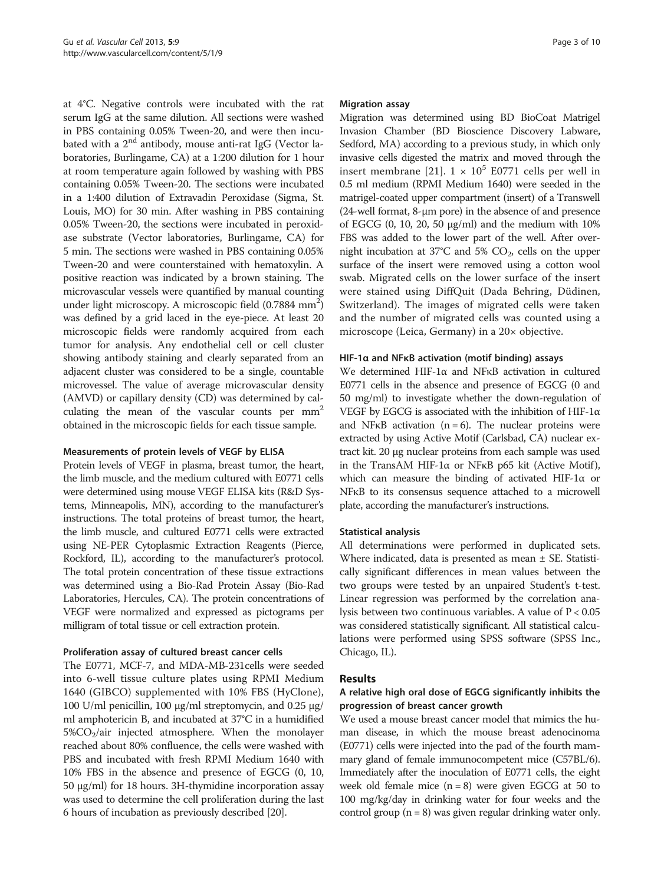at 4°C. Negative controls were incubated with the rat serum IgG at the same dilution. All sections were washed in PBS containing 0.05% Tween-20, and were then incubated with a 2[nd] antibody, mouse anti-rat IgG (Vector laboratories, Burlingame, CA) at a 1:200 dilution for 1 hour at room temperature again followed by washing with PBS containing 0.05% Tween-20. The sections were incubated in a 1:400 dilution of Extravadin Peroxidase (Sigma, St. Louis, MO) for 30 min. After washing in PBS containing 0.05% Tween-20, the sections were incubated in peroxidase substrate (Vector laboratories, Burlingame, CA) for 5 min. The sections were washed in PBS containing 0.05% Tween-20 and were counterstained with hematoxylin. A positive reaction was indicated by a brown staining. The microvascular vessels were quantified by manual counting under light microscopy. A microscopic field (0.7884 $mm^2$) was defined by a grid laced in the eye-piece. At least 20 microscopic fields were randomly acquired from each tumor for analysis. Any endothelial cell or cell cluster showing antibody staining and clearly separated from an adjacent cluster was considered to be a single, countable microvessel. The value of average microvascular density (AMVD) or capillary density (CD) was determined by calculating the mean of the vascular counts per $mm^2$ obtained in the microscopic fields for each tissue sample.

#### Measurements of protein levels of VEGF by ELISA

Protein levels of VEGF in plasma, breast tumor, the heart, the limb muscle, and the medium cultured with E0771 cells were determined using mouse VEGF ELISA kits (R&D Systems, Minneapolis, MN), according to the manufacturer's instructions. The total proteins of breast tumor, the heart, the limb muscle, and cultured E0771 cells were extracted using NE-PER Cytoplasmic Extraction Reagents (Pierce, Rockford, IL), according to the manufacturer's protocol. The total protein concentration of these tissue extractions was determined using a Bio-Rad Protein Assay (Bio-Rad Laboratories, Hercules, CA). The protein concentrations of VEGF were normalized and expressed as pictograms per milligram of total tissue or cell extraction protein.

#### Proliferation assay of cultured breast cancer cells

The E0771, MCF-7, and MDA-MB-231cells were seeded into 6-well tissue culture plates using RPMI Medium 1640 (GIBCO) supplemented with 10% FBS (HyClone), 100 U/ml penicillin, 100 μg/ml streptomycin, and 0.25 μg/ml amphotericin B, and incubated at 37°C in a humidified 5%$CO_2$/air injected atmosphere. When the monolayer reached about 80% confluence, the cells were washed with PBS and incubated with fresh RPMI Medium 1640 with 10% FBS in the absence and presence of EGCG (0, 10, 50 μg/ml) for 18 hours. 3H-thymidine incorporation assay was used to determine the cell proliferation during the last 6 hours of incubation as previously described [20].

#### Migration assay

Migration was determined using BD BioCoat Matrigel Invasion Chamber (BD Bioscience Discovery Labware, Sedford, MA) according to a previous study, in which only invasive cells digested the matrix and moved through the insert membrane [21]. $1 \times 10^5$ E0771 cells per well in 0.5 ml medium (RPMI Medium 1640) were seeded in the matrigel-coated upper compartment (insert) of a Transwell (24-well format, 8-μm pore) in the absence of and presence of EGCG (0, 10, 20, 50 μg/ml) and the medium with 10% FBS was added to the lower part of the well. After overnight incubation at 37°C and 5% $CO_2$, cells on the upper surface of the insert were removed using a cotton wool swab. Migrated cells on the lower surface of the insert were stained using DiffQuit (Dada Behring, Düdinen, Switzerland). The images of migrated cells were taken and the number of migrated cells was counted using a microscope (Leica, Germany) in a 20× objective.

#### HIF-1α and NFκB activation (motif binding) assays

We determined HIF-1α and NFκB activation in cultured E0771 cells in the absence and presence of EGCG (0 and 50 mg/ml) to investigate whether the down-regulation of VEGF by EGCG is associated with the inhibition of HIF-1α and NFκB activation (n = 6). The nuclear proteins were extracted by using Active Motif (Carlsbad, CA) nuclear extract kit. 20 μg nuclear proteins from each sample was used in the TransAM HIF-1α or NFκB p65 kit (Active Motif), which can measure the binding of activated HIF-1α or NFκB to its consensus sequence attached to a microwell plate, according the manufacturer's instructions.

#### Statistical analysis

All determinations were performed in duplicated sets. Where indicated, data is presented as mean ± SE. Statistically significant differences in mean values between the two groups were tested by an unpaired Student's t-test. Linear regression was performed by the correlation analysis between two continuous variables. A value of $P < 0.05$ was considered statistically significant. All statistical calculations were performed using SPSS software (SPSS Inc., Chicago, IL).

## Results

### A relative high oral dose of EGCG significantly inhibits the progression of breast cancer growth

We used a mouse breast cancer model that mimics the human disease, in which the mouse breast adenocinoma (E0771) cells were injected into the pad of the fourth mammary gland of female immunocompetent mice (C57BL/6). Immediately after the inoculation of E0771 cells, the eight week old female mice (n = 8) were given EGCG at 50 to 100 mg/kg/day in drinking water for four weeks and the control group (n = 8) was given regular drinking water only.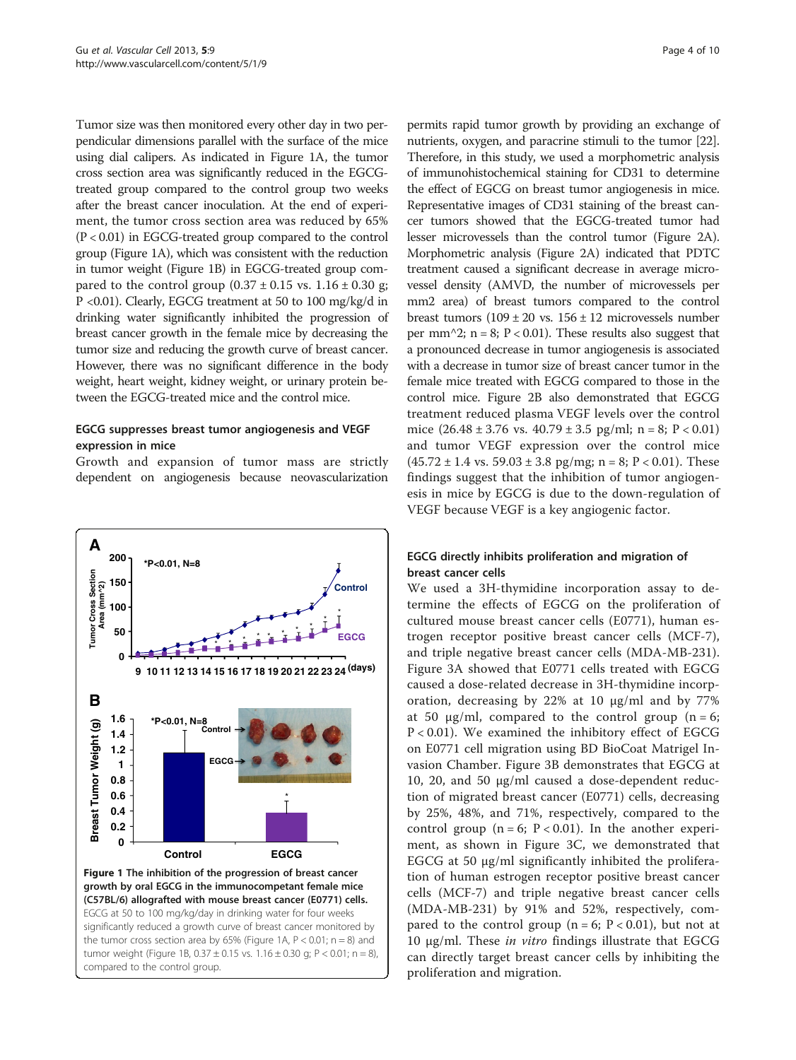Tumor size was then monitored every other day in two perpendicular dimensions parallel with the surface of the mice using dial calipers. As indicated in Figure 1A, the tumor cross section area was significantly reduced in the EGCG-treated group compared to the control group two weeks after the breast cancer inoculation. At the end of experiment, the tumor cross section area was reduced by 65% ($P < 0.01$) in EGCG-treated group compared to the control group (Figure 1A), which was consistent with the reduction in tumor weight (Figure 1B) in EGCG-treated group compared to the control group ($0.37 \pm 0.15$ vs. $1.16 \pm 0.30$ g; $P < 0.01$). Clearly, EGCG treatment at 50 to 100 mg/kg/d in drinking water significantly inhibited the progression of breast cancer growth in the female mice by decreasing the tumor size and reducing the growth curve of breast cancer. However, there was no significant difference in the body weight, heart weight, kidney weight, or urinary protein between the EGCG-treated mice and the control mice.

### EGCG suppresses breast tumor angiogenesis and VEGF expression in mice

Growth and expansion of tumor mass are strictly dependent on angiogenesis because neovascularization permits rapid tumor growth by providing an exchange of nutrients, oxygen, and paracrine stimuli to the tumor [22]. Therefore, in this study, we used a morphometric analysis of immunohistochemical staining for CD31 to determine the effect of EGCG on breast tumor angiogenesis in mice. Representative images of CD31 staining of the breast cancer tumors showed that the EGCG-treated tumor had lesser microvessels than the control tumor (Figure 2A). Morphometric analysis (Figure 2A) indicated that PDTC treatment caused a significant decrease in average microvessel density (AMVD, the number of microvessels per mm2 area) of breast tumors compared to the control breast tumors ($109 \pm 20$ vs. $156 \pm 12$ microvessels number per mm^2; $n = 8$; $P < 0.01$). These results also suggest that a pronounced decrease in tumor angiogenesis is associated with a decrease in tumor size of breast cancer tumor in the female mice treated with EGCG compared to those in the control mice. Figure 2B also demonstrated that EGCG treatment reduced plasma VEGF levels over the control mice ($26.48 \pm 3.76$ vs. $40.79 \pm 3.5$ pg/ml; $n = 8$; $P < 0.01$) and tumor VEGF expression over the control mice ($45.72 \pm 1.4$ vs. $59.03 \pm 3.8$ pg/mg; $n = 8$; $P < 0.01$). These findings suggest that the inhibition of tumor angiogenesis in mice by EGCG is due to the down-regulation of VEGF because VEGF is a key angiogenic factor.

A

*P<0.01, N=8

Tumor Cross Section Area (mm^2)

Control

EGCG

9 10 11 12 13 14 15 16 17 18 19 20 21 22 23 24 (days)

B

*P<0.01, N=8

Breast Tumor Weight (g)

Control

EGCG

**Figure 1 The inhibition of the progression of breast cancer growth by oral EGCG in the immunocompetant female mice (C57BL/6) allografted with mouse breast cancer (E0771) cells.** EGCG at 50 to 100 mg/kg/day in drinking water for four weeks significantly reduced a growth curve of breast cancer monitored by the tumor cross section area by 65% (Figure 1A, $P < 0.01$; $n = 8$) and tumor weight (Figure 1B, $0.37 \pm 0.15$ vs. $1.16 \pm 0.30$ g; $P < 0.01$; $n = 8$), compared to the control group.

### EGCG directly inhibits proliferation and migration of breast cancer cells

We used a 3H-thymidine incorporation assay to determine the effects of EGCG on the proliferation of cultured mouse breast cancer cells (E0771), human estrogen receptor positive breast cancer cells (MCF-7), and triple negative breast cancer cells (MDA-MB-231). Figure 3A showed that E0771 cells treated with EGCG caused a dose-related decrease in 3H-thymidine incorporation, decreasing by 22% at 10 μg/ml and by 77% at 50 μg/ml, compared to the control group ($n = 6$; $P < 0.01$). We examined the inhibitory effect of EGCG on E0771 cell migration using BD BioCoat Matrigel Invasion Chamber. Figure 3B demonstrates that EGCG at 10, 20, and 50 μg/ml caused a dose-dependent reduction of migrated breast cancer (E0771) cells, decreasing by 25%, 48%, and 71%, respectively, compared to the control group ($n = 6$; $P < 0.01$). In the another experiment, as shown in Figure 3C, we demonstrated that EGCG at 50 μg/ml significantly inhibited the proliferation of human estrogen receptor positive breast cancer cells (MCF-7) and triple negative breast cancer cells (MDA-MB-231) by 91% and 52%, respectively, compared to the control group ($n = 6$; $P < 0.01$), but not at 10 μg/ml. These *in vitro* findings illustrate that EGCG can directly target breast cancer cells by inhibiting the proliferation and migration.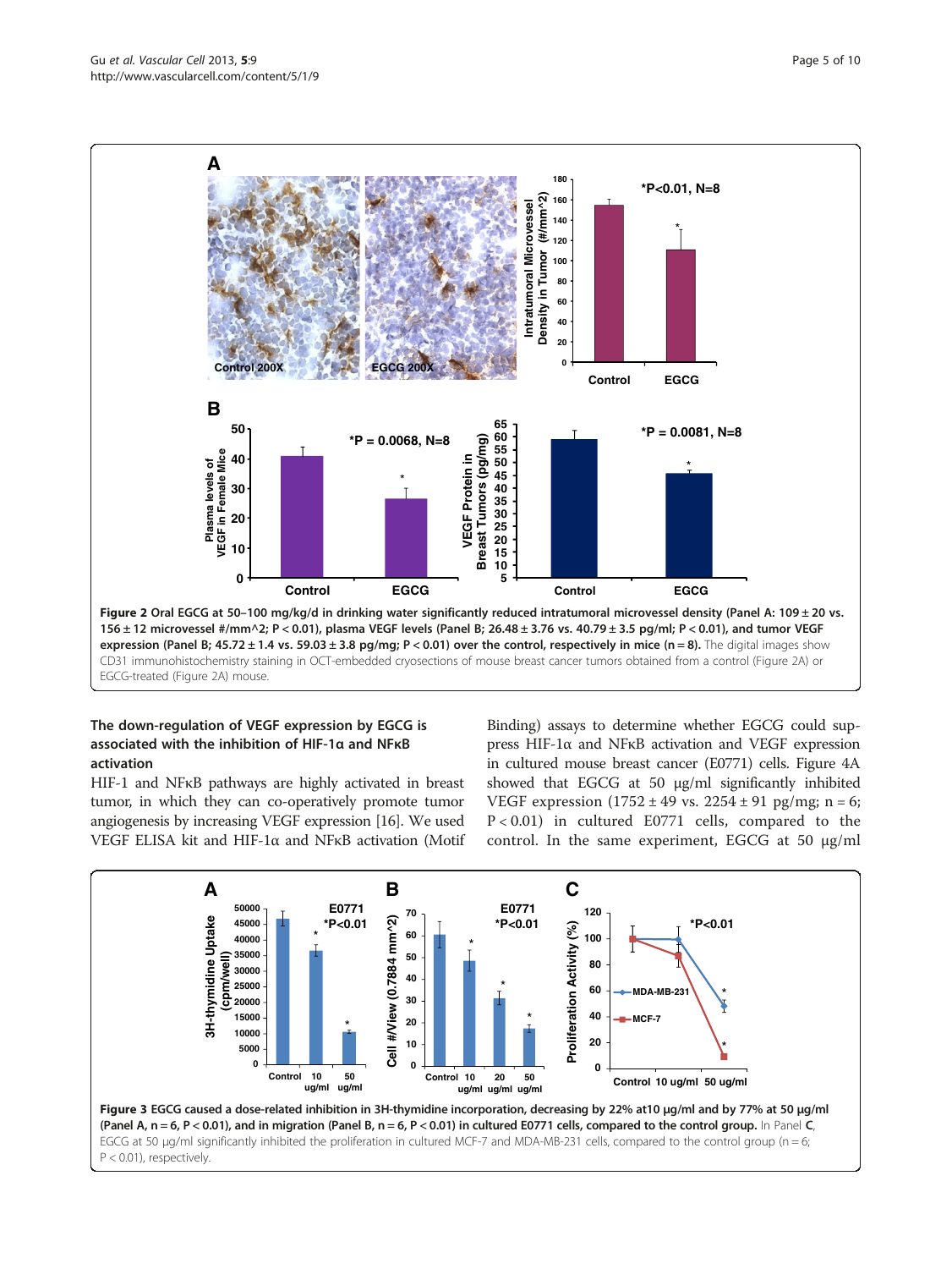A

Control 200X

EGCG 200X

Intratumoral Microvessel Density in Tumor (#/mm^2)

180
160
140
120
100
80
60
40
20
0

*P<0.01, N=8

*

Control

EGCG

B

Plasma levels of VEGF in Female Mice

50
40
30
20
10
0

*P = 0.0068, N=8

*

Control

EGCG

VEGF Protein in Breast Tumors (pg/mg)

65
60
55
50
45
40
35
30
25
20
15
10
5

*P = 0.0081, N=8

*

Control

EGCG

**Figure 2 Oral EGCG at 50–100 mg/kg/d in drinking water significantly reduced intratumoral microvessel density (Panel A: 109 ± 20 vs. 156 ± 12 microvessel #/mm^2; P < 0.01), plasma VEGF levels (Panel B; 26.48 ± 3.76 vs. 40.79 ± 3.5 pg/ml; P < 0.01), and tumor VEGF expression (Panel B; 45.72 ± 1.4 vs. 59.03 ± 3.8 pg/mg; P < 0.01) over the control, respectively in mice (n = 8).** The digital images show CD31 immunohistochemistry staining in OCT-embedded cryosections of mouse breast cancer tumors obtained from a control (Figure 2A) or EGCG-treated (Figure 2A) mouse.

### The down-regulation of VEGF expression by EGCG is associated with the inhibition of HIF-1α and NFκB activation

HIF-1 and NFκB pathways are highly activated in breast tumor, in which they can co-operatively promote tumor angiogenesis by increasing VEGF expression [16]. We used VEGF ELISA kit and HIF-1α and NFκB activation (Motif Binding) assays to determine whether EGCG could suppress HIF-1α and NFκB activation and VEGF expression in cultured mouse breast cancer (E0771) cells. Figure 4A showed that EGCG at 50 μg/ml significantly inhibited VEGF expression (1752 ± 49 vs. 2254 ± 91 pg/mg; n = 6; P < 0.01) in cultured E0771 cells, compared to the control. In the same experiment, EGCG at 50 μg/ml

A

3H-thymidine Uptake (cpm/well)

50000
45000
40000
35000
30000
25000
20000
15000
10000
5000
0

E0771
*P<0.01

*

*

Control 10 ug/ml 50 ug/ml

B

Cell #/View (0.7884 mm^2)

70
60
50
40
30
20
10
0

E0771
*P<0.01

*

*

*

Control 10 ug/ml 20 ug/ml 50 ug/ml

C

Proliferation Activity (%)

120
100
80
60
40
20
0

*P<0.01

MDA-MB-231

MCF-7

*

*

Control 10 ug/ml 50 ug/ml

**Figure 3 EGCG caused a dose-related inhibition in 3H-thymidine incorporation, decreasing by 22% at10 μg/ml and by 77% at 50 μg/ml (Panel A, n = 6, P < 0.01), and in migration (Panel B, n = 6, P < 0.01) in cultured E0771 cells, compared to the control group.** In Panel **C**, EGCG at 50 μg/ml significantly inhibited the proliferation in cultured MCF-7 and MDA-MB-231 cells, compared to the control group (n = 6; P < 0.01), respectively.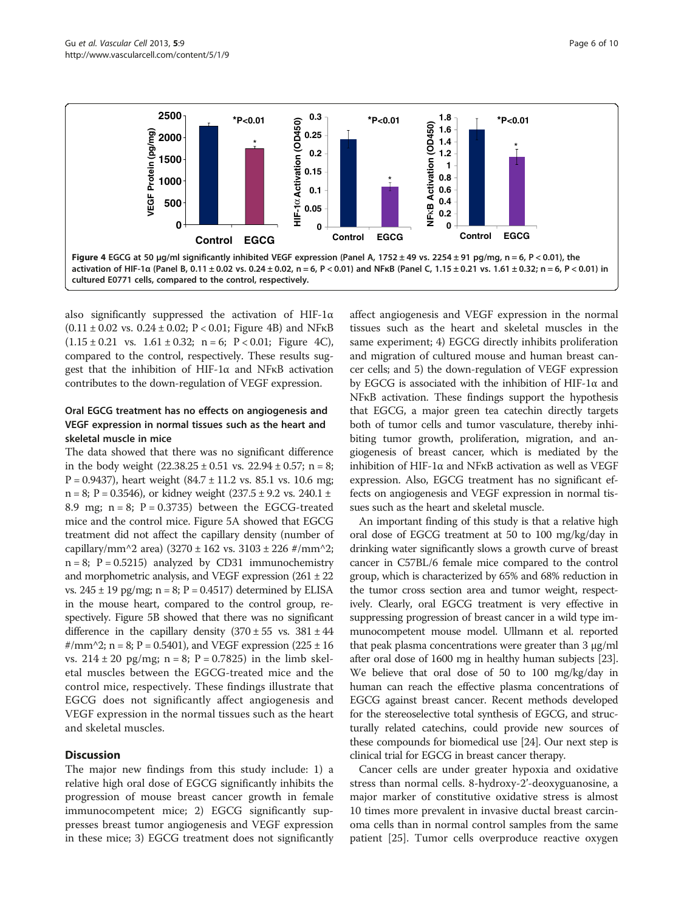2500
2000
1500
1000
500
0
VEGF Protein (pg/mg)
*P<0.01
*
Control EGCG

0.3
0.25
0.2
0.15
0.1
0.05
0
HIF-1α Activation (OD450)
*P<0.01
*
Control EGCG

1.8
1.6
1.4
1.2
1
0.8
0.6
0.4
0.2
0
NFκB Activation (OD450)
*P<0.01
*
Control EGCG

**Figure 4 EGCG at 50 μg/ml significantly inhibited VEGF expression (Panel A, 1752 ± 49 vs. 2254 ± 91 pg/mg, n = 6, P < 0.01), the activation of HIF-1α (Panel B, 0.11 ± 0.02 vs. 0.24 ± 0.02, n = 6, P < 0.01) and NFκB (Panel C, 1.15 ± 0.21 vs. 1.61 ± 0.32; n = 6, P < 0.01) in cultured E0771 cells, compared to the control, respectively.**

also significantly suppressed the activation of HIF-1α (0.11 ± 0.02 vs. 0.24 ± 0.02; P < 0.01; Figure 4B) and NFκB (1.15 ± 0.21 vs. 1.61 ± 0.32; n = 6; P < 0.01; Figure 4C), compared to the control, respectively. These results suggest that the inhibition of HIF-1α and NFκB activation contributes to the down-regulation of VEGF expression.

### Oral EGCG treatment has no effects on angiogenesis and VEGF expression in normal tissues such as the heart and skeletal muscle in mice

The data showed that there was no significant difference in the body weight (22.38.25 ± 0.51 vs. 22.94 ± 0.57; n = 8; P = 0.9437), heart weight (84.7 ± 11.2 vs. 85.1 vs. 10.6 mg; n = 8; P = 0.3546), or kidney weight (237.5 ± 9.2 vs. 240.1 ± 8.9 mg; n = 8; P = 0.3735) between the EGCG-treated mice and the control mice. Figure 5A showed that EGCG treatment did not affect the capillary density (number of capillary/mm^2 area) (3270 ± 162 vs. 3103 ± 226 #/mm^2; n = 8; P = 0.5215) analyzed by CD31 immunochemistry and morphometric analysis, and VEGF expression (261 ± 22 vs. 245 ± 19 pg/mg; n = 8; P = 0.4517) determined by ELISA in the mouse heart, compared to the control group, respectively. Figure 5B showed that there was no significant difference in the capillary density (370 ± 55 vs. 381 ± 44 #/mm^2; n = 8; P = 0.5401), and VEGF expression (225 ± 16 vs. 214 ± 20 pg/mg; n = 8; P = 0.7825) in the limb skeletal muscles between the EGCG-treated mice and the control mice, respectively. These findings illustrate that EGCG does not significantly affect angiogenesis and VEGF expression in the normal tissues such as the heart and skeletal muscles.

## Discussion

The major new findings from this study include: 1) a relative high oral dose of EGCG significantly inhibits the progression of mouse breast cancer growth in female immunocompetent mice; 2) EGCG significantly suppresses breast tumor angiogenesis and VEGF expression in these mice; 3) EGCG treatment does not significantly affect angiogenesis and VEGF expression in the normal tissues such as the heart and skeletal muscles in the same experiment; 4) EGCG directly inhibits proliferation and migration of cultured mouse and human breast cancer cells; and 5) the down-regulation of VEGF expression by EGCG is associated with the inhibition of HIF-1α and NFκB activation. These findings support the hypothesis that EGCG, a major green tea catechin directly targets both of tumor cells and tumor vasculature, thereby inhibiting tumor growth, proliferation, migration, and angiogenesis of breast cancer, which is mediated by the inhibition of HIF-1α and NFκB activation as well as VEGF expression. Also, EGCG treatment has no significant effects on angiogenesis and VEGF expression in normal tissues such as the heart and skeletal muscle.

An important finding of this study is that a relative high oral dose of EGCG treatment at 50 to 100 mg/kg/day in drinking water significantly slows a growth curve of breast cancer in C57BL/6 female mice compared to the control group, which is characterized by 65% and 68% reduction in the tumor cross section area and tumor weight, respectively. Clearly, oral EGCG treatment is very effective in suppressing progression of breast cancer in a wild type immunocompetent mouse model. Ullmann et al. reported that peak plasma concentrations were greater than 3 μg/ml after oral dose of 1600 mg in healthy human subjects [23]. We believe that oral dose of 50 to 100 mg/kg/day in human can reach the effective plasma concentrations of EGCG against breast cancer. Recent methods developed for the stereoselective total synthesis of EGCG, and structurally related catechins, could provide new sources of these compounds for biomedical use [24]. Our next step is clinical trial for EGCG in breast cancer therapy.

Cancer cells are under greater hypoxia and oxidative stress than normal cells. 8-hydroxy-2'-deoxyguanosine, a major marker of constitutive oxidative stress is almost 10 times more prevalent in invasive ductal breast carcinoma cells than in normal control samples from the same patient [25]. Tumor cells overproduce reactive oxygen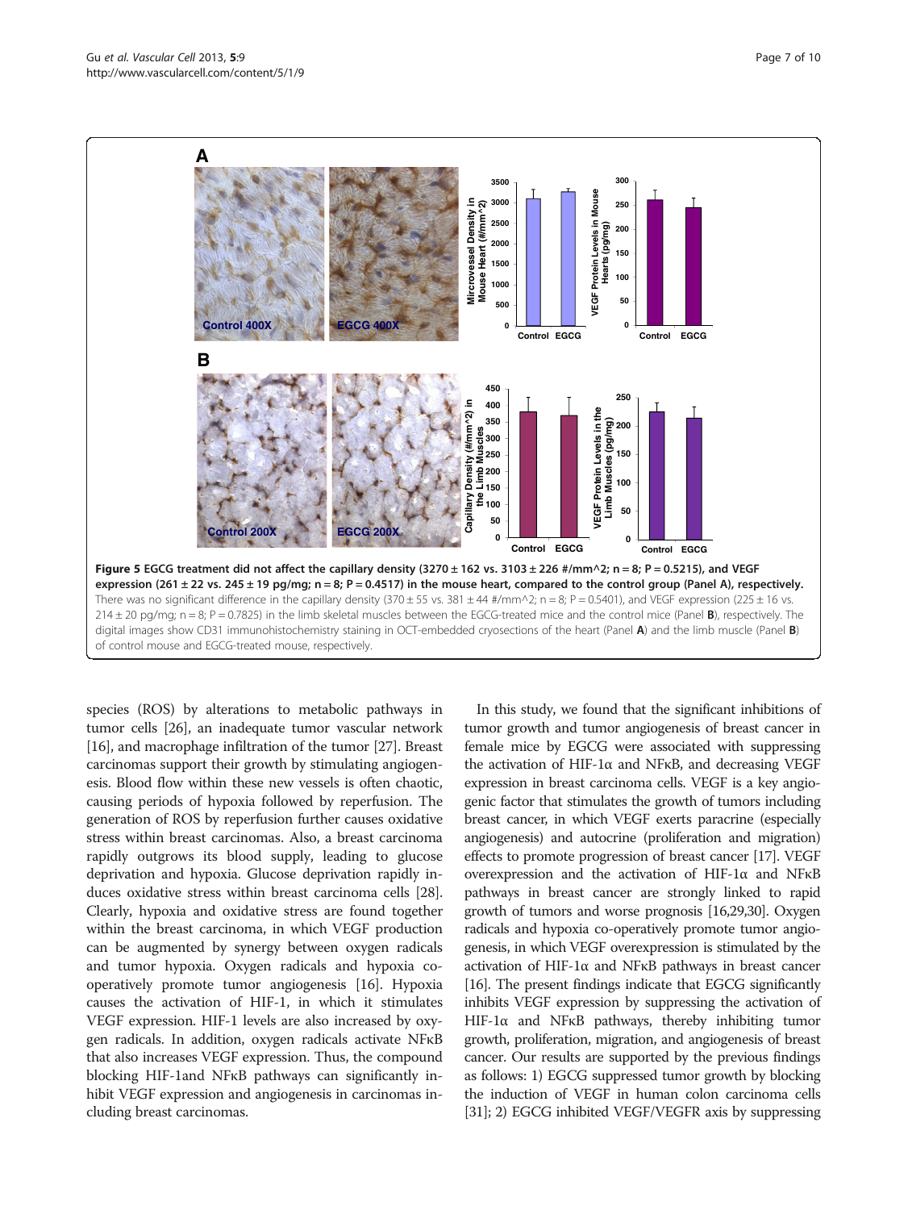**Figure 5 EGCG treatment did not affect the capillary density (3270 ± 162 vs. 3103 ± 226 #/mm^2; n = 8; P = 0.5215), and VEGF expression (261 ± 22 vs. 245 ± 19 pg/mg; n = 8; P = 0.4517) in the mouse heart, compared to the control group (Panel A), respectively.** There was no significant difference in the capillary density (370 ± 55 vs. 381 ± 44 #/mm^2; n = 8; P = 0.5401), and VEGF expression (225 ± 16 vs. 214 ± 20 pg/mg; n = 8; P = 0.7825) in the limb skeletal muscles between the EGCG-treated mice and the control mice (Panel **B**), respectively. The digital images show CD31 immunohistochemistry staining in OCT-embedded cryosections of the heart (Panel **A**) and the limb muscle (Panel **B**) of control mouse and EGCG-treated mouse, respectively.

species (ROS) by alterations to metabolic pathways in tumor cells [26], an inadequate tumor vascular network [16], and macrophage infiltration of the tumor [27]. Breast carcinomas support their growth by stimulating angiogenesis. Blood flow within these new vessels is often chaotic, causing periods of hypoxia followed by reperfusion. The generation of ROS by reperfusion further causes oxidative stress within breast carcinomas. Also, a breast carcinoma rapidly outgrows its blood supply, leading to glucose deprivation and hypoxia. Glucose deprivation rapidly induces oxidative stress within breast carcinoma cells [28]. Clearly, hypoxia and oxidative stress are found together within the breast carcinoma, in which VEGF production can be augmented by synergy between oxygen radicals and tumor hypoxia. Oxygen radicals and hypoxia co-operatively promote tumor angiogenesis [16]. Hypoxia causes the activation of HIF-1, in which it stimulates VEGF expression. HIF-1 levels are also increased by oxygen radicals. In addition, oxygen radicals activate NFκB that also increases VEGF expression. Thus, the compound blocking HIF-1and NFκB pathways can significantly inhibit VEGF expression and angiogenesis in carcinomas including breast carcinomas.

In this study, we found that the significant inhibitions of tumor growth and tumor angiogenesis of breast cancer in female mice by EGCG were associated with suppressing the activation of HIF-1α and NFκB, and decreasing VEGF expression in breast carcinoma cells. VEGF is a key angiogenic factor that stimulates the growth of tumors including breast cancer, in which VEGF exerts paracrine (especially angiogenesis) and autocrine (proliferation and migration) effects to promote progression of breast cancer [17]. VEGF overexpression and the activation of HIF-1α and NFκB pathways in breast cancer are strongly linked to rapid growth of tumors and worse prognosis [16,29,30]. Oxygen radicals and hypoxia co-operatively promote tumor angiogenesis, in which VEGF overexpression is stimulated by the activation of HIF-1α and NFκB pathways in breast cancer [16]. The present findings indicate that EGCG significantly inhibits VEGF expression by suppressing the activation of HIF-1α and NFκB pathways, thereby inhibiting tumor growth, proliferation, migration, and angiogenesis of breast cancer. Our results are supported by the previous findings as follows: 1) EGCG suppressed tumor growth by blocking the induction of VEGF in human colon carcinoma cells [31]; 2) EGCG inhibited VEGF/VEGFR axis by suppressing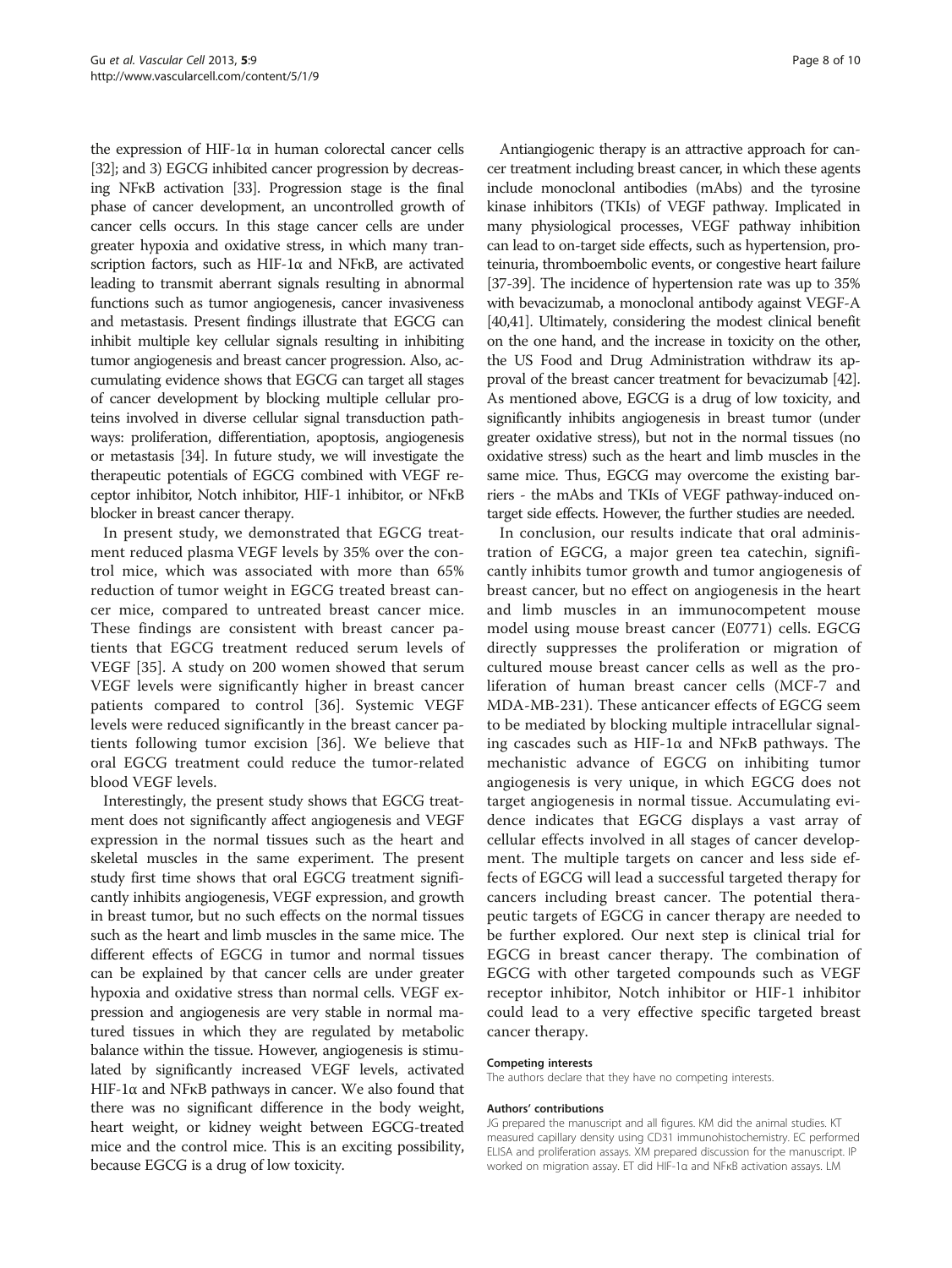the expression of HIF-1α in human colorectal cancer cells [32]; and 3) EGCG inhibited cancer progression by decreasing NFκB activation [33]. Progression stage is the final phase of cancer development, an uncontrolled growth of cancer cells occurs. In this stage cancer cells are under greater hypoxia and oxidative stress, in which many transcription factors, such as HIF-1α and NFκB, are activated leading to transmit aberrant signals resulting in abnormal functions such as tumor angiogenesis, cancer invasiveness and metastasis. Present findings illustrate that EGCG can inhibit multiple key cellular signals resulting in inhibiting tumor angiogenesis and breast cancer progression. Also, accumulating evidence shows that EGCG can target all stages of cancer development by blocking multiple cellular proteins involved in diverse cellular signal transduction pathways: proliferation, differentiation, apoptosis, angiogenesis or metastasis [34]. In future study, we will investigate the therapeutic potentials of EGCG combined with VEGF receptor inhibitor, Notch inhibitor, HIF-1 inhibitor, or NFκB blocker in breast cancer therapy.

In present study, we demonstrated that EGCG treatment reduced plasma VEGF levels by 35% over the control mice, which was associated with more than 65% reduction of tumor weight in EGCG treated breast cancer mice, compared to untreated breast cancer mice. These findings are consistent with breast cancer patients that EGCG treatment reduced serum levels of VEGF [35]. A study on 200 women showed that serum VEGF levels were significantly higher in breast cancer patients compared to control [36]. Systemic VEGF levels were reduced significantly in the breast cancer patients following tumor excision [36]. We believe that oral EGCG treatment could reduce the tumor-related blood VEGF levels.

Interestingly, the present study shows that EGCG treatment does not significantly affect angiogenesis and VEGF expression in the normal tissues such as the heart and skeletal muscles in the same experiment. The present study first time shows that oral EGCG treatment significantly inhibits angiogenesis, VEGF expression, and growth in breast tumor, but no such effects on the normal tissues such as the heart and limb muscles in the same mice. The different effects of EGCG in tumor and normal tissues can be explained by that cancer cells are under greater hypoxia and oxidative stress than normal cells. VEGF expression and angiogenesis are very stable in normal matured tissues in which they are regulated by metabolic balance within the tissue. However, angiogenesis is stimulated by significantly increased VEGF levels, activated HIF-1α and NFκB pathways in cancer. We also found that there was no significant difference in the body weight, heart weight, or kidney weight between EGCG-treated mice and the control mice. This is an exciting possibility, because EGCG is a drug of low toxicity.

Antiangiogenic therapy is an attractive approach for cancer treatment including breast cancer, in which these agents include monoclonal antibodies (mAbs) and the tyrosine kinase inhibitors (TKIs) of VEGF pathway. Implicated in many physiological processes, VEGF pathway inhibition can lead to on-target side effects, such as hypertension, proteinuria, thromboembolic events, or congestive heart failure [37-39]. The incidence of hypertension rate was up to 35% with bevacizumab, a monoclonal antibody against VEGF-A [40,41]. Ultimately, considering the modest clinical benefit on the one hand, and the increase in toxicity on the other, the US Food and Drug Administration withdraw its approval of the breast cancer treatment for bevacizumab [42]. As mentioned above, EGCG is a drug of low toxicity, and significantly inhibits angiogenesis in breast tumor (under greater oxidative stress), but not in the normal tissues (no oxidative stress) such as the heart and limb muscles in the same mice. Thus, EGCG may overcome the existing barriers - the mAbs and TKIs of VEGF pathway-induced on-target side effects. However, the further studies are needed.

In conclusion, our results indicate that oral administration of EGCG, a major green tea catechin, significantly inhibits tumor growth and tumor angiogenesis of breast cancer, but no effect on angiogenesis in the heart and limb muscles in an immunocompetent mouse model using mouse breast cancer (E0771) cells. EGCG directly suppresses the proliferation or migration of cultured mouse breast cancer cells as well as the proliferation of human breast cancer cells (MCF-7 and MDA-MB-231). These anticancer effects of EGCG seem to be mediated by blocking multiple intracellular signaling cascades such as HIF-1α and NFκB pathways. The mechanistic advance of EGCG on inhibiting tumor angiogenesis is very unique, in which EGCG does not target angiogenesis in normal tissue. Accumulating evidence indicates that EGCG displays a vast array of cellular effects involved in all stages of cancer development. The multiple targets on cancer and less side effects of EGCG will lead a successful targeted therapy for cancers including breast cancer. The potential therapeutic targets of EGCG in cancer therapy are needed to be further explored. Our next step is clinical trial for EGCG in breast cancer therapy. The combination of EGCG with other targeted compounds such as VEGF receptor inhibitor, Notch inhibitor or HIF-1 inhibitor could lead to a very effective specific targeted breast cancer therapy.

#### Competing interests

The authors declare that they have no competing interests.

#### Authors' contributions

JG prepared the manuscript and all figures. KM did the animal studies. KT measured capillary density using CD31 immunohistochemistry. EC performed ELISA and proliferation assays. XM prepared discussion for the manuscript. IP worked on migration assay. ET did HIF-1α and NFκB activation assays. LM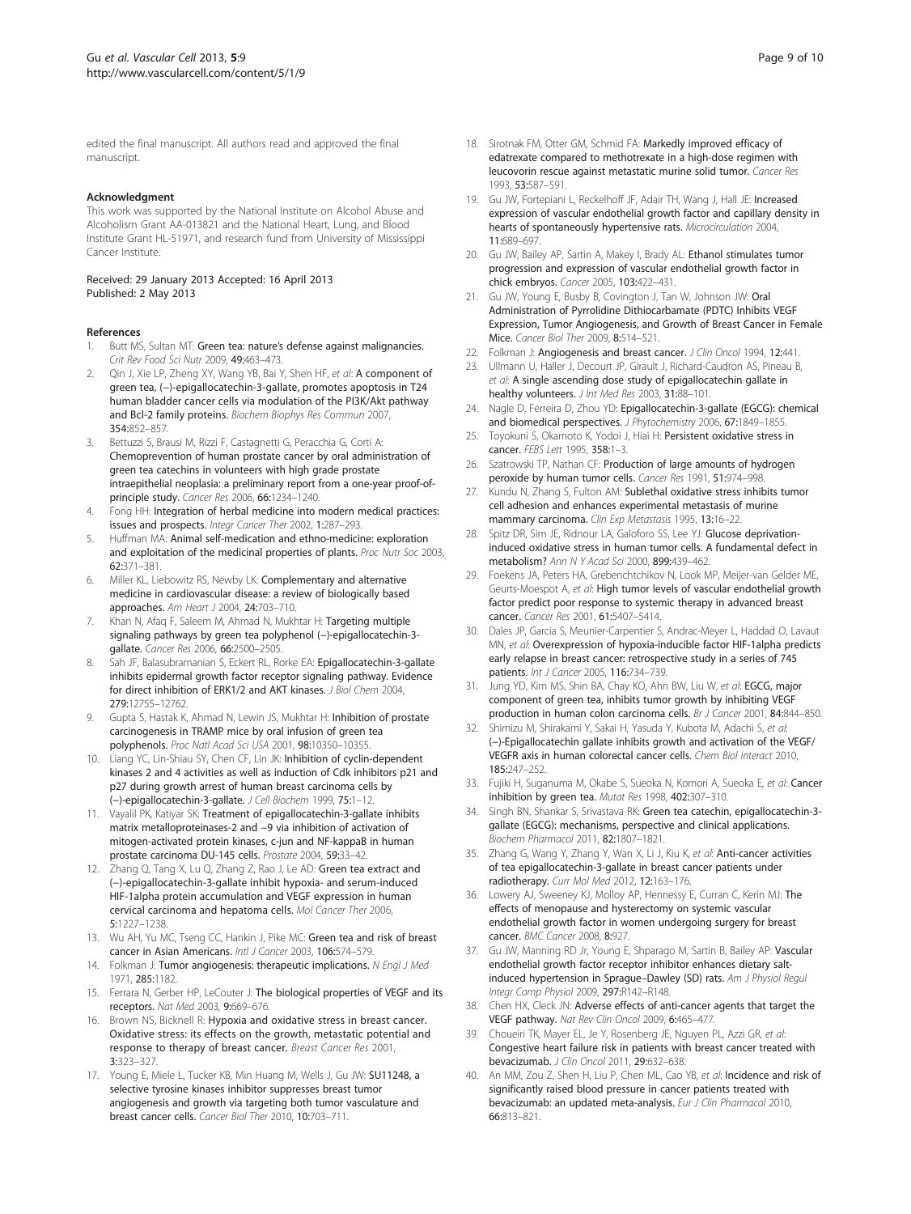edited the final manuscript. All authors read and approved the final manuscript.

#### Acknowledgment

This work was supported by the National Institute on Alcohol Abuse and Alcoholism Grant AA-013821 and the National Heart, Lung, and Blood Institute Grant HL-51971, and research fund from University of Mississippi Cancer Institute.

Received: 29 January 2013 Accepted: 16 April 2013
Published: 2 May 2013

#### References

1. Butt MS, Sultan MT: **Green tea: nature's defense against malignancies.** *Crit Rev Food Sci Nutr* 2009, **49:**463–473.
2. Qin J, Xie LP, Zheng XY, Wang YB, Bai Y, Shen HF, *et al*: **A component of green tea, (−)-epigallocatechin-3-gallate, promotes apoptosis in T24 human bladder cancer cells via modulation of the PI3K/Akt pathway and Bcl-2 family proteins.** *Biochem Biophys Res Commun* 2007, **354:**852–857.
3. Bettuzzi S, Brausi M, Rizzi F, Castagnetti G, Peracchia G, Corti A: **Chemoprevention of human prostate cancer by oral administration of green tea catechins in volunteers with high grade prostate intraepithelial neoplasia: a preliminary report from a one-year proof-of-principle study.** *Cancer Res* 2006, **66:**1234–1240.
4. Fong HH: **Integration of herbal medicine into modern medical practices: issues and prospects.** *Integr Cancer Ther* 2002, **1:**287–293.
5. Huffman MA: **Animal self-medication and ethno-medicine: exploration and exploitation of the medicinal properties of plants.** *Proc Nutr Soc* 2003, **62:**371–381.
6. Miller KL, Liebowitz RS, Newby LK: **Complementary and alternative medicine in cardiovascular disease: a review of biologically based approaches.** *Am Heart J* 2004, **24:**703–710.
7. Khan N, Afaq F, Saleem M, Ahmad N, Mukhtar H: **Targeting multiple signaling pathways by green tea polyphenol (−)-epigallocatechin-3-gallate.** *Cancer Res* 2006, **66:**2500–2505.
8. Sah JF, Balasubramanian S, Eckert RL, Rorke EA: **Epigallocatechin-3-gallate inhibits epidermal growth factor receptor signaling pathway. Evidence for direct inhibition of ERK1/2 and AKT kinases.** *J Biol Chem* 2004, **279:**12755–12762.
9. Gupta S, Hastak K, Ahmad N, Lewin JS, Mukhtar H: **Inhibition of prostate carcinogenesis in TRAMP mice by oral infusion of green tea polyphenols.** *Proc Natl Acad Sci USA* 2001, **98:**10350–10355.
10. Liang YC, Lin-Shiau SY, Chen CF, Lin JK: **Inhibition of cyclin-dependent kinases 2 and 4 activities as well as induction of Cdk inhibitors p21 and p27 during growth arrest of human breast carcinoma cells by (−)-epigallocatechin-3-gallate.** *J Cell Biochem* 1999, **75:**1–12.
11. Vayalil PK, Katiyar SK: **Treatment of epigallocatechin-3-gallate inhibits matrix metalloproteinases-2 and −9 via inhibition of activation of mitogen-activated protein kinases, c-jun and NF-kappaB in human prostate carcinoma DU-145 cells.** *Prostate* 2004, **59:**33–42.
12. Zhang Q, Tang X, Lu Q, Zhang Z, Rao J, Le AD: **Green tea extract and (−)-epigallocatechin-3-gallate inhibit hypoxia- and serum-induced HIF-1alpha protein accumulation and VEGF expression in human cervical carcinoma and hepatoma cells.** *Mol Cancer Ther* 2006, **5:**1227–1238.
13. Wu AH, Yu MC, Tseng CC, Hankin J, Pike MC: **Green tea and risk of breast cancer in Asian Americans.** *Intl J Cancer* 2003, **106:**574–579.
14. Folkman J: **Tumor angiogenesis: therapeutic implications.** *N Engl J Med* 1971, **285:**1182.
15. Ferrara N, Gerber HP, LeCouter J: **The biological properties of VEGF and its receptors.** *Nat Med* 2003, **9:**669–676.
16. Brown NS, Bicknell R: **Hypoxia and oxidative stress in breast cancer. Oxidative stress: its effects on the growth, metastatic potential and response to therapy of breast cancer.** *Breast Cancer Res* 2001, **3:**323–327.
17. Young E, Miele L, Tucker KB, Min Huang M, Wells J, Gu JW: **SU11248, a selective tyrosine kinases inhibitor suppresses breast tumor angiogenesis and growth via targeting both tumor vasculature and breast cancer cells.** *Cancer Biol Ther* 2010, **10:**703–711.
18. Sirotnak FM, Otter GM, Schmid FA: **Markedly improved efficacy of edatrexate compared to methotrexate in a high-dose regimen with leucovorin rescue against metastatic murine solid tumor.** *Cancer Res* 1993, **53:**587–591.
19. Gu JW, Fortepiani L, Reckelhoff JF, Adair TH, Wang J, Hall JE: **Increased expression of vascular endothelial growth factor and capillary density in hearts of spontaneously hypertensive rats.** *Microcirculation* 2004, **11:**689–697.
20. Gu JW, Bailey AP, Sartin A, Makey I, Brady AL: **Ethanol stimulates tumor progression and expression of vascular endothelial growth factor in chick embryos.** *Cancer* 2005, **103:**422–431.
21. Gu JW, Young E, Busby B, Covington J, Tan W, Johnson JW: **Oral Administration of Pyrrolidine Dithiocarbamate (PDTC) Inhibits VEGF Expression, Tumor Angiogenesis, and Growth of Breast Cancer in Female Mice.** *Cancer Biol Ther* 2009, **8:**514–521.
22. Folkman J: **Angiogenesis and breast cancer.** *J Clin Oncol* 1994, **12:**441.
23. Ullmann U, Haller J, Decourt JP, Girault J, Richard-Caudron AS, Pineau B, *et al*: **A single ascending dose study of epigallocatechin gallate in healthy volunteers.** *J Int Med Res* 2003, **31:**88–101.
24. Nagle D, Ferreira D, Zhou YD: **Epigallocatechin-3-gallate (EGCG): chemical and biomedical perspectives.** *J Phytochemistry* 2006, **67:**1849–1855.
25. Toyokuni S, Okamoto K, Yodoi J, Hiai H: **Persistent oxidative stress in cancer.** *FEBS Lett* 1995, **358:**1–3.
26. Szatrowski TP, Nathan CF: **Production of large amounts of hydrogen peroxide by human tumor cells.** *Cancer Res* 1991, **51:**974–998.
27. Kundu N, Zhang S, Fulton AM: **Sublethal oxidative stress inhibits tumor cell adhesion and enhances experimental metastasis of murine mammary carcinoma.** *Clin Exp Metastasis* 1995, **13:**16–22.
28. Spitz DR, Sim JE, Ridnour LA, Galoforo SS, Lee YJ: **Glucose deprivation-induced oxidative stress in human tumor cells. A fundamental defect in metabolism?** *Ann N Y Acad Sci* 2000, **899:**439–462.
29. Foekens JA, Peters HA, Grebenchtchikov N, Look MP, Meijer-van Gelder ME, Geurts-Moespot A, *et al*: **High tumor levels of vascular endothelial growth factor predict poor response to systemic therapy in advanced breast cancer.** *Cancer Res* 2001, **61:**5407–5414.
30. Dales JP, Garcia S, Meunier-Carpentier S, Andrac-Meyer L, Haddad O, Lavaut MN, *et al*: **Overexpression of hypoxia-inducible factor HIF-1alpha predicts early relapse in breast cancer: retrospective study in a series of 745 patients.** *Int J Cancer* 2005, **116:**734–739.
31. Jung YD, Kim MS, Shin BA, Chay KO, Ahn BW, Liu W, *et al*: **EGCG, major component of green tea, inhibits tumor growth by inhibiting VEGF production in human colon carcinoma cells.** *Br J Cancer* 2001, **84:**844–850.
32. Shimizu M, Shirakami Y, Sakai H, Yasuda Y, Kubota M, Adachi S, *et al*: **(−)-Epigallocatechin gallate inhibits growth and activation of the VEGF/VEGFR axis in human colorectal cancer cells.** *Chem Biol Interact* 2010, **185:**247–252.
33. Fujiki H, Suganuma M, Okabe S, Sueoka N, Komori A, Sueoka E, *et al*: **Cancer inhibition by green tea.** *Mutat Res* 1998, **402:**307–310.
34. Singh BN, Shankar S, Srivastava RK: **Green tea catechin, epigallocatechin-3-gallate (EGCG): mechanisms, perspective and clinical applications.** *Biochem Pharmacol* 2011, **82:**1807–1821.
35. Zhang G, Wang Y, Zhang Y, Wan X, Li J, Kiu K, *et al*: **Anti-cancer activities of tea epigallocatechin-3-gallate in breast cancer patients under radiotherapy.** *Curr Mol Med* 2012, **12:**163–176.
36. Lowery AJ, Sweeney KJ, Molloy AP, Hennessy E, Curran C, Kerin MJ: **The effects of menopause and hysterectomy on systemic vascular endothelial growth factor in women undergoing surgery for breast cancer.** *BMC Cancer* 2008, **8:**927.
37. Gu JW, Manning RD Jr, Young E, Shparago M, Sartin B, Bailey AP: **Vascular endothelial growth factor receptor inhibitor enhances dietary salt-induced hypertension in Sprague–Dawley (SD) rats.** *Am J Physiol Regul Integr Comp Physiol* 2009, **297:**R142–R148.
38. Chen HX, Cleck JN: **Adverse effects of anti-cancer agents that target the VEGF pathway.** *Nat Rev Clin Oncol* 2009, **6:**465–477.
39. Choueiri TK, Mayer EL, Je Y, Rosenberg JE, Nguyen PL, Azzi GR, *et al*: **Congestive heart failure risk in patients with breast cancer treated with bevacizumab.** *J Clin Oncol* 2011, **29:**632–638.
40. An MM, Zou Z, Shen H, Liu P, Chen ML, Cao YB, *et al*: **Incidence and risk of significantly raised blood pressure in cancer patients treated with bevacizumab: an updated meta-analysis.** *Eur J Clin Pharmacol* 2010, **66:**813–821.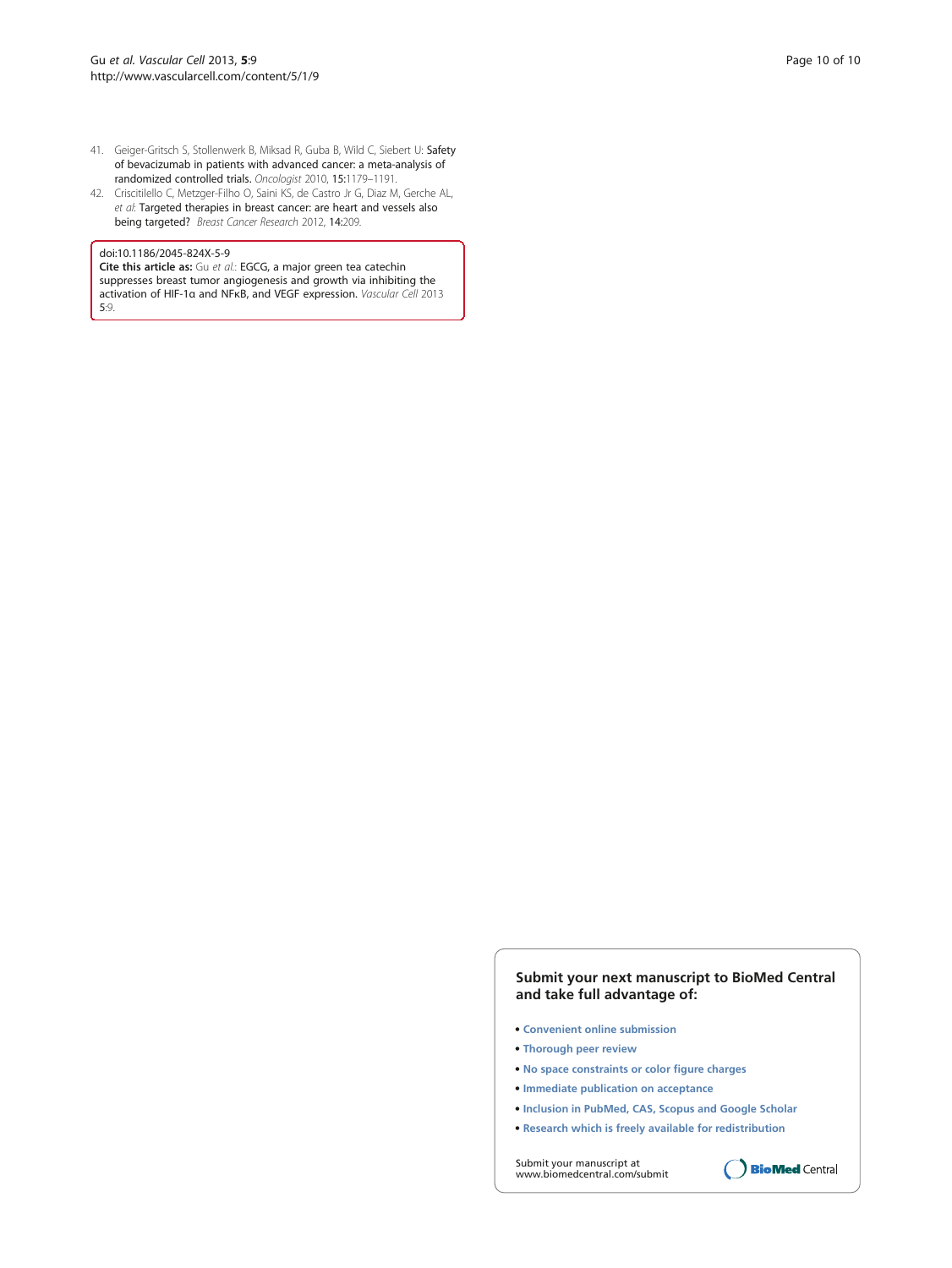41. Geiger-Gritsch S, Stollenwerk B, Miksad R, Guba B, Wild C, Siebert U: **Safety of bevacizumab in patients with advanced cancer: a meta-analysis of randomized controlled trials.** *Oncologist* 2010, **15:**1179–1191.
42. Criscitiello C, Metzger-Filho O, Saini KS, de Castro Jr G, Diaz M, Gerche AL, *et al*: **Targeted therapies in breast cancer: are heart and vessels also being targeted?** *Breast Cancer Research* 2012, **14:**209.

doi:10.1186/2045-824X-5-9
**Cite this article as:** Gu *et al.*: EGCG, a major green tea catechin suppresses breast tumor angiogenesis and growth via inhibiting the activation of HIF-1α and NFκB, and VEGF expression. *Vascular Cell* 2013 **5**:9.

**Submit your next manuscript to BioMed Central and take full advantage of:**

- **Convenient online submission**
- **Thorough peer review**
- **No space constraints or color figure charges**
- **Immediate publication on acceptance**
- **Inclusion in PubMed, CAS, Scopus and Google Scholar**
- **Research which is freely available for redistribution**

Submit your manuscript at
www.biomedcentral.com/submit

BioMed Central